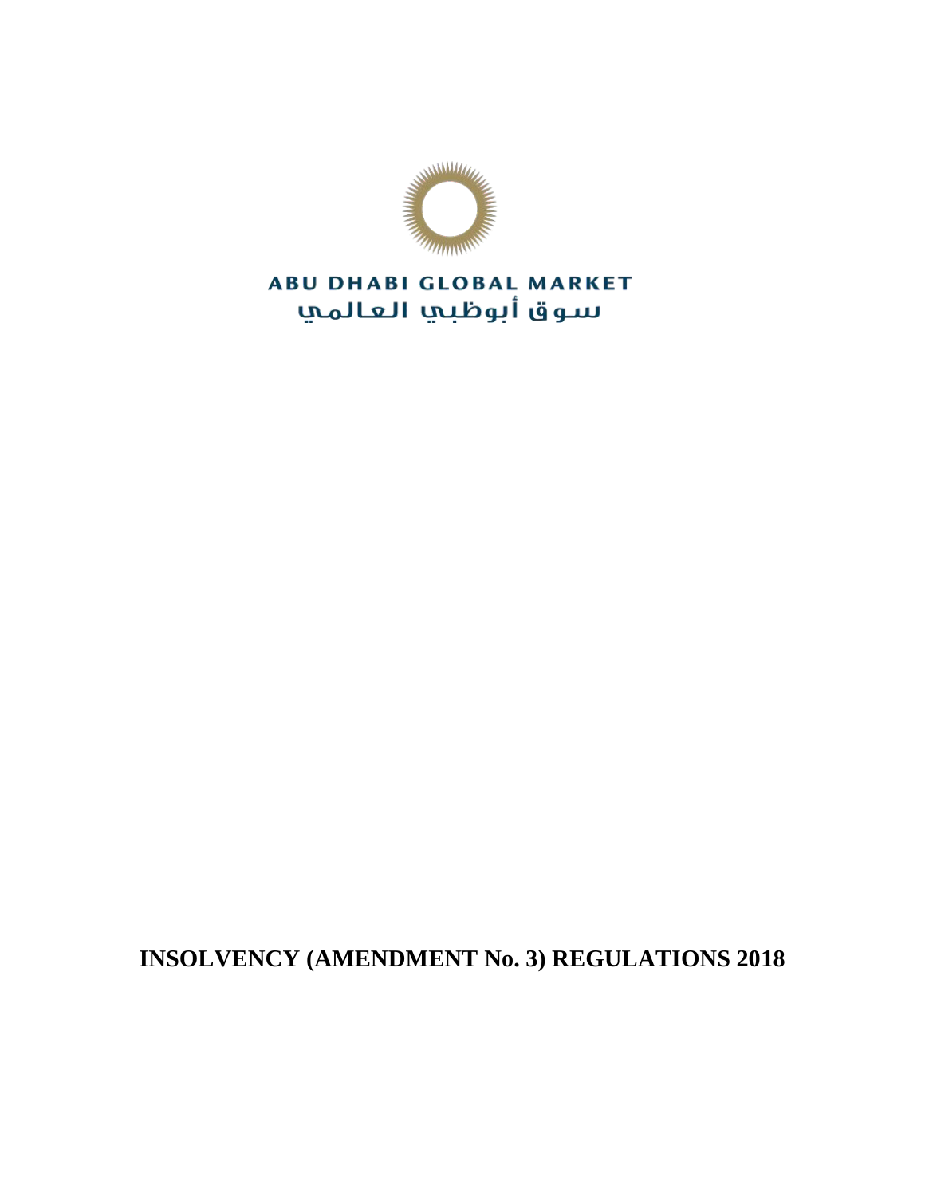ABU DHABI GLOBAL MARKET

سوق أبوظبي العالمي

# INSOLVENCY (AMENDMENT No. 3) REGULATIONS 2018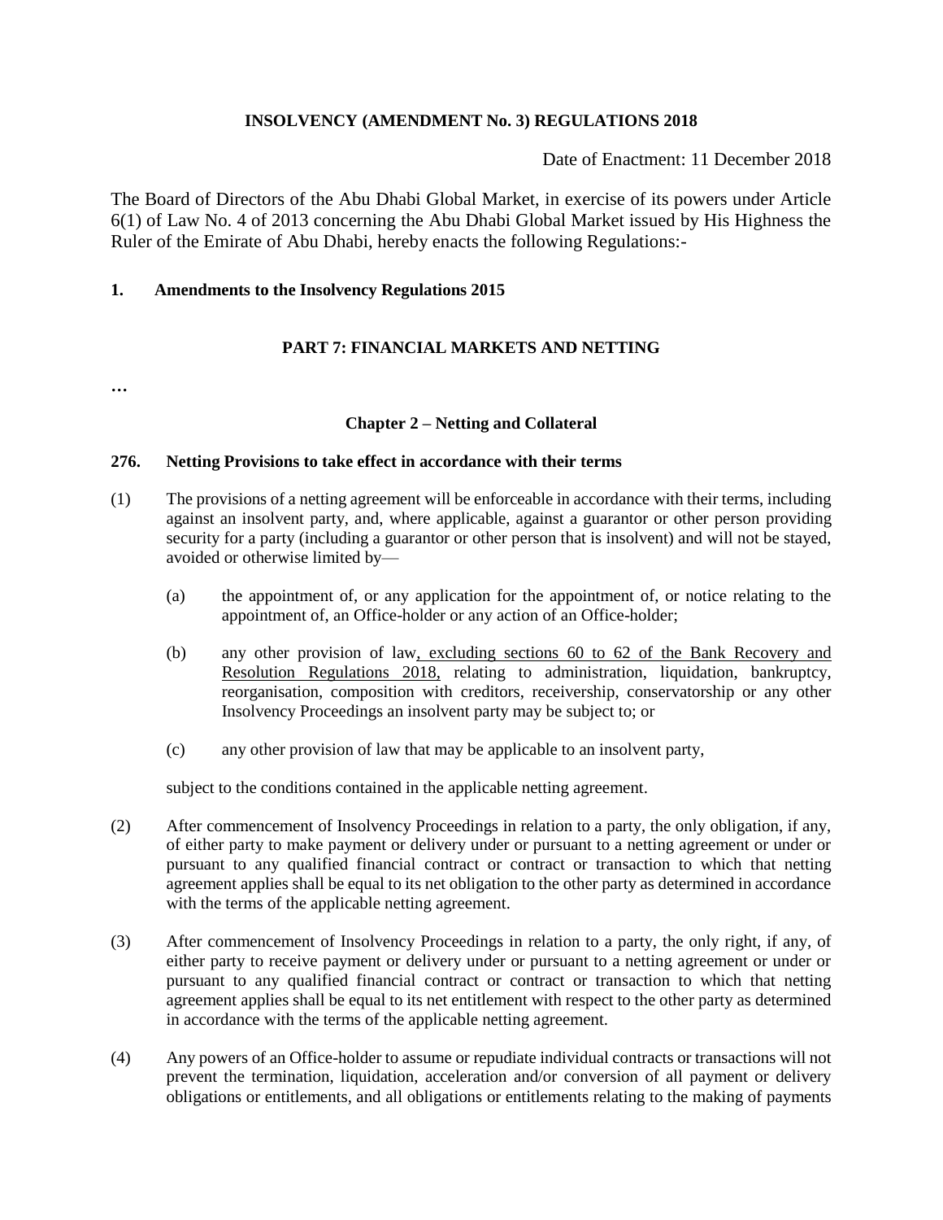**INSOLVENCY (AMENDMENT No. 3) REGULATIONS 2018**

Date of Enactment: 11 December 2018

The Board of Directors of the Abu Dhabi Global Market, in exercise of its powers under Article 6(1) of Law No. 4 of 2013 concerning the Abu Dhabi Global Market issued by His Highness the Ruler of the Emirate of Abu Dhabi, hereby enacts the following Regulations:-

**1. Amendments to the Insolvency Regulations 2015**

**PART 7: FINANCIAL MARKETS AND NETTING**

…

**Chapter 2 – Netting and Collateral**

**276. Netting Provisions to take effect in accordance with their terms**

(1) The provisions of a netting agreement will be enforceable in accordance with their terms, including against an insolvent party, and, where applicable, against a guarantor or other person providing security for a party (including a guarantor or other person that is insolvent) and will not be stayed, avoided or otherwise limited by—

(a) the appointment of, or any application for the appointment of, or notice relating to the appointment of, an Office-holder or any action of an Office-holder;

(b) any other provision of law, excluding sections 60 to 62 of the Bank Recovery and Resolution Regulations 2018, relating to administration, liquidation, bankruptcy, reorganisation, composition with creditors, receivership, conservatorship or any other Insolvency Proceedings an insolvent party may be subject to; or

(c) any other provision of law that may be applicable to an insolvent party,

subject to the conditions contained in the applicable netting agreement.

(2) After commencement of Insolvency Proceedings in relation to a party, the only obligation, if any, of either party to make payment or delivery under or pursuant to a netting agreement or under or pursuant to any qualified financial contract or contract or transaction to which that netting agreement applies shall be equal to its net obligation to the other party as determined in accordance with the terms of the applicable netting agreement.

(3) After commencement of Insolvency Proceedings in relation to a party, the only right, if any, of either party to receive payment or delivery under or pursuant to a netting agreement or under or pursuant to any qualified financial contract or contract or transaction to which that netting agreement applies shall be equal to its net entitlement with respect to the other party as determined in accordance with the terms of the applicable netting agreement.

(4) Any powers of an Office-holder to assume or repudiate individual contracts or transactions will not prevent the termination, liquidation, acceleration and/or conversion of all payment or delivery obligations or entitlements, and all obligations or entitlements relating to the making of payments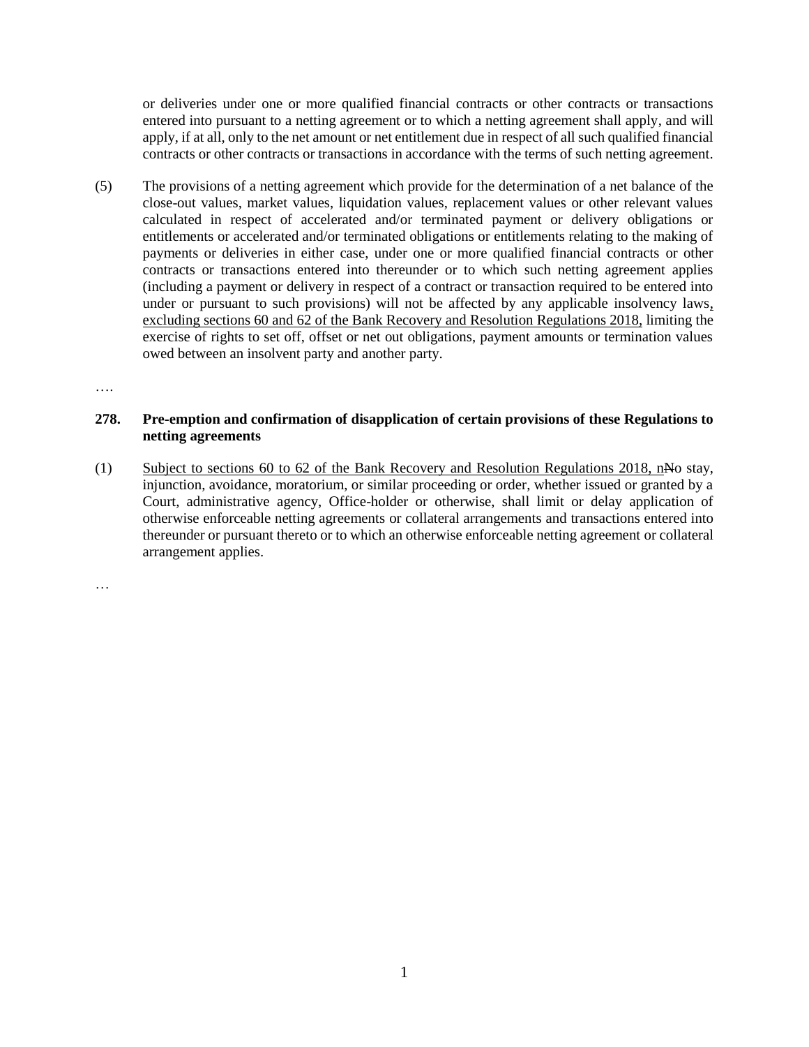or deliveries under one or more qualified financial contracts or other contracts or transactions entered into pursuant to a netting agreement or to which a netting agreement shall apply, and will apply, if at all, only to the net amount or net entitlement due in respect of all such qualified financial contracts or other contracts or transactions in accordance with the terms of such netting agreement.

(5) The provisions of a netting agreement which provide for the determination of a net balance of the close-out values, market values, liquidation values, replacement values or other relevant values calculated in respect of accelerated and/or terminated payment or delivery obligations or entitlements or accelerated and/or terminated obligations or entitlements relating to the making of payments or deliveries in either case, under one or more qualified financial contracts or other contracts or transactions entered into thereunder or to which such netting agreement applies (including a payment or delivery in respect of a contract or transaction required to be entered into under or pursuant to such provisions) will not be affected by any applicable insolvency laws<u>, excluding sections 60 and 62 of the Bank Recovery and Resolution Regulations 2018,</u> limiting the exercise of rights to set off, offset or net out obligations, payment amounts or termination values owed between an insolvent party and another party.

….

**278. Pre-emption and confirmation of disapplication of certain provisions of these Regulations to netting agreements**

(1) <u>Subject to sections 60 to 62 of the Bank Recovery and Resolution Regulations 2018, n</u>~~N~~o stay, injunction, avoidance, moratorium, or similar proceeding or order, whether issued or granted by a Court, administrative agency, Office-holder or otherwise, shall limit or delay application of otherwise enforceable netting agreements or collateral arrangements and transactions entered into thereunder or pursuant thereto or to which an otherwise enforceable netting agreement or collateral arrangement applies.

…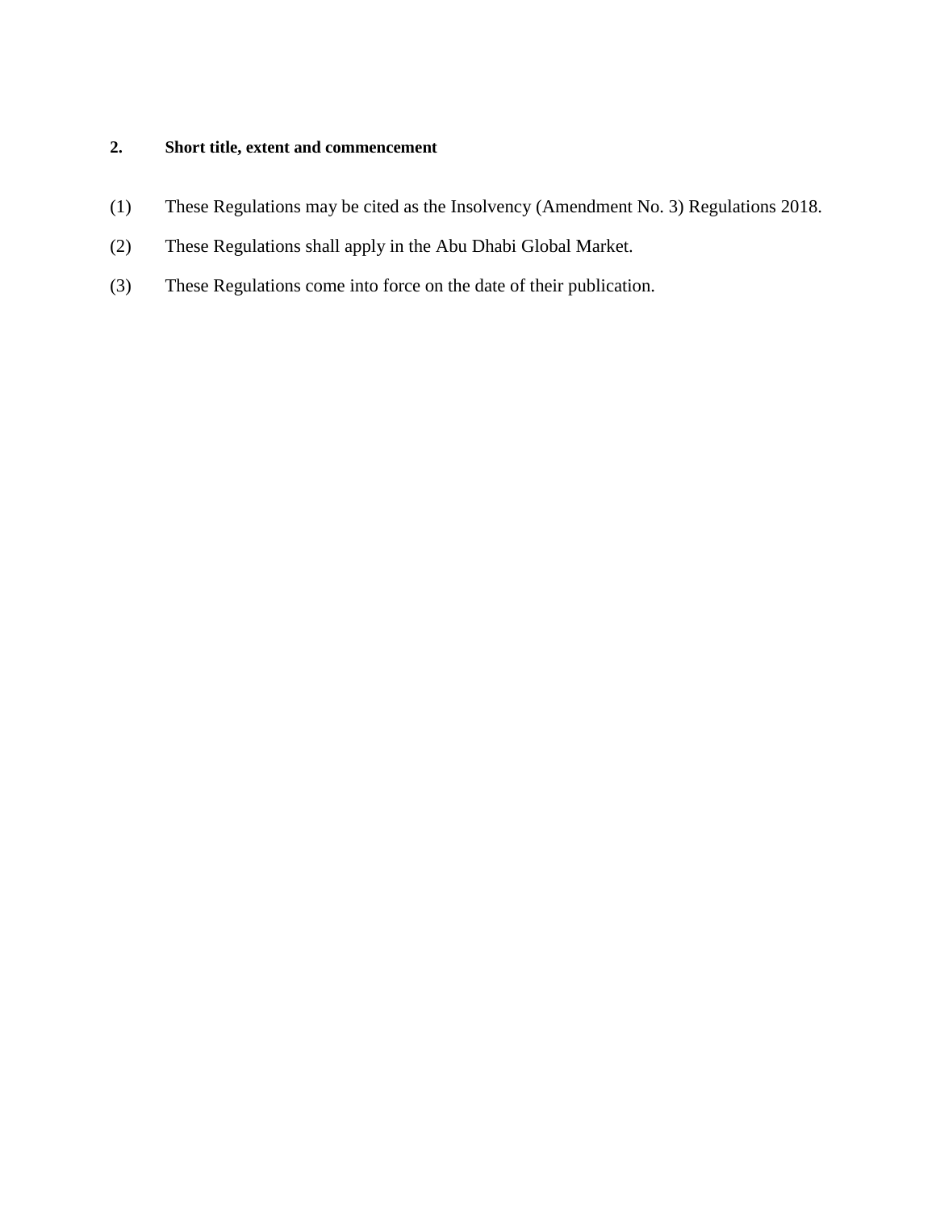**2. Short title, extent and commencement**

(1) These Regulations may be cited as the Insolvency (Amendment No. 3) Regulations 2018.

(2) These Regulations shall apply in the Abu Dhabi Global Market.

(3) These Regulations come into force on the date of their publication.